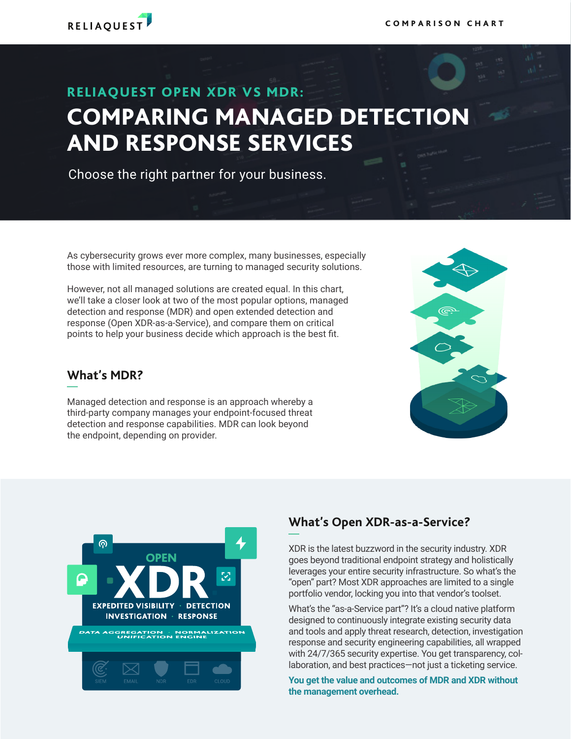RELIAQUEST

COMPARISON CHART

## RELIAQUEST OPEN XDR VS MDR:

# COMPARING MANAGED DETECTION AND RESPONSE SERVICES

Choose the right partner for your business.

As cybersecurity grows ever more complex, many businesses, especially those with limited resources, are turning to managed security solutions.

However, not all managed solutions are created equal. In this chart, we'll take a closer look at two of the most popular options, managed detection and response (MDR) and open extended detection and response (Open XDR-as-a-Service), and compare them on critical points to help your business decide which approach is the best fit.

## What's MDR?

Managed detection and response is an approach whereby a third-party company manages your endpoint-focused threat detection and response capabilities. MDR can look beyond the endpoint, depending on provider.

## What's Open XDR-as-a-Service?

XDR is the latest buzzword in the security industry. XDR goes beyond traditional endpoint strategy and holistically leverages your entire security infrastructure. So what's the "open" part? Most XDR approaches are limited to a single portfolio vendor, locking you into that vendor's toolset.

What's the "as-a-Service part"? It's a cloud native platform designed to continuously integrate existing security data and tools and apply threat research, detection, investigation response and security engineering capabilities, all wrapped with 24/7/365 security expertise. You get transparency, collaboration, and best practices—not just a ticketing service.

**You get the value and outcomes of MDR and XDR without the management overhead.**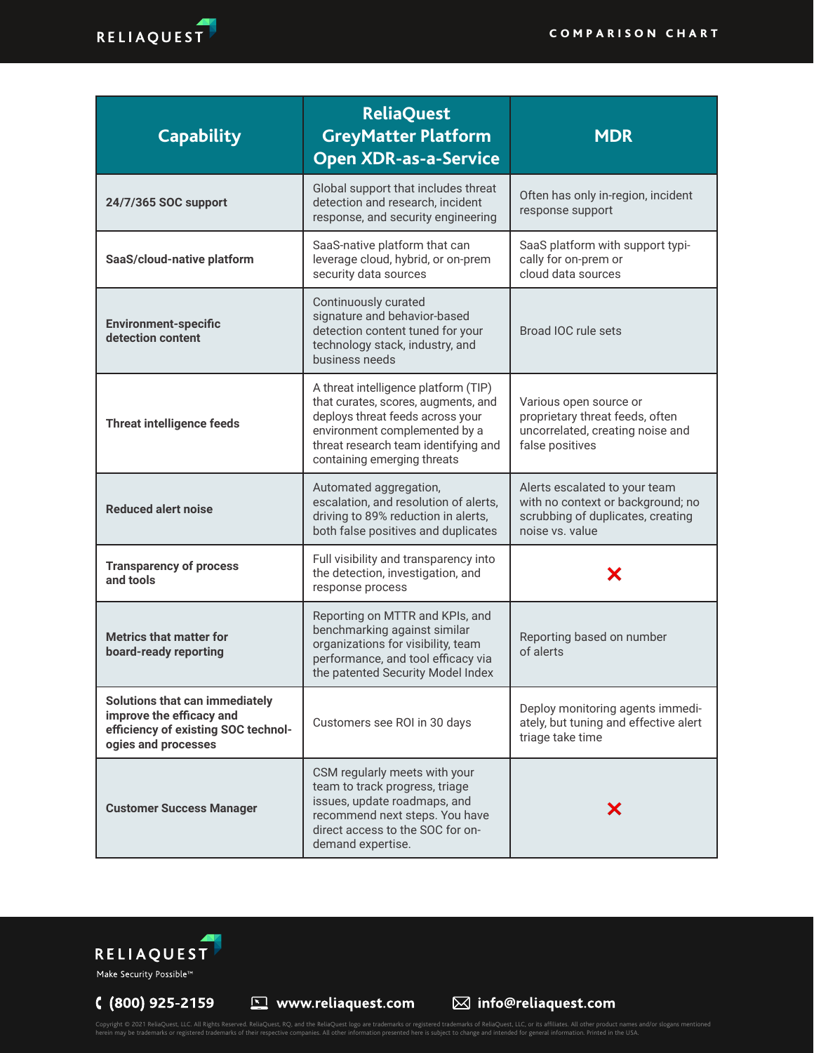| Capability | ReliaQuest GreyMatter Platform Open XDR-as-a-Service | MDR |
|---|---|---|
| **24/7/365 SOC support** | Global support that includes threat detection and research, incident response, and security engineering | Often has only in-region, incident response support |
| **SaaS/cloud-native platform** | SaaS-native platform that can leverage cloud, hybrid, or on-prem security data sources | SaaS platform with support typically for on-prem or cloud data sources |
| **Environment-specific detection content** | Continuously curated signature and behavior-based detection content tuned for your technology stack, industry, and business needs | Broad IOC rule sets |
| **Threat intelligence feeds** | A threat intelligence platform (TIP) that curates, scores, augments, and deploys threat feeds across your environment complemented by a threat research team identifying and containing emerging threats | Various open source or proprietary threat feeds, often uncorrelated, creating noise and false positives |
| **Reduced alert noise** | Automated aggregation, escalation, and resolution of alerts, driving to 89% reduction in alerts, both false positives and duplicates | Alerts escalated to your team with no context or background; no scrubbing of duplicates, creating noise vs. value |
| **Transparency of process and tools** | Full visibility and transparency into the detection, investigation, and response process | ✗ |
| **Metrics that matter for board-ready reporting** | Reporting on MTTR and KPIs, and benchmarking against similar organizations for visibility, team performance, and tool efficacy via the patented Security Model Index | Reporting based on number of alerts |
| **Solutions that can immediately improve the efficacy and efficiency of existing SOC technologies and processes** | Customers see ROI in 30 days | Deploy monitoring agents immediately, but tuning and effective alert triage take time |
| **Customer Success Manager** | CSM regularly meets with your team to track progress, triage issues, update roadmaps, and recommend next steps. You have direct access to the SOC for on-demand expertise. | ✗ |

RELIAQUEST

Make Security Possible™

(800) 925-2159 | www.reliaquest.com | info@reliaquest.com

Copyright © 2021 ReliaQuest, LLC. All Rights Reserved. ReliaQuest, RQ, and the ReliaQuest logo are trademarks or registered trademarks of ReliaQuest, LLC, or its affiliates. All other product names and/or slogans mentioned herein may be trademarks or registered trademarks of their respective companies. All other information presented here is subject to change and intended for general information. Printed in the USA.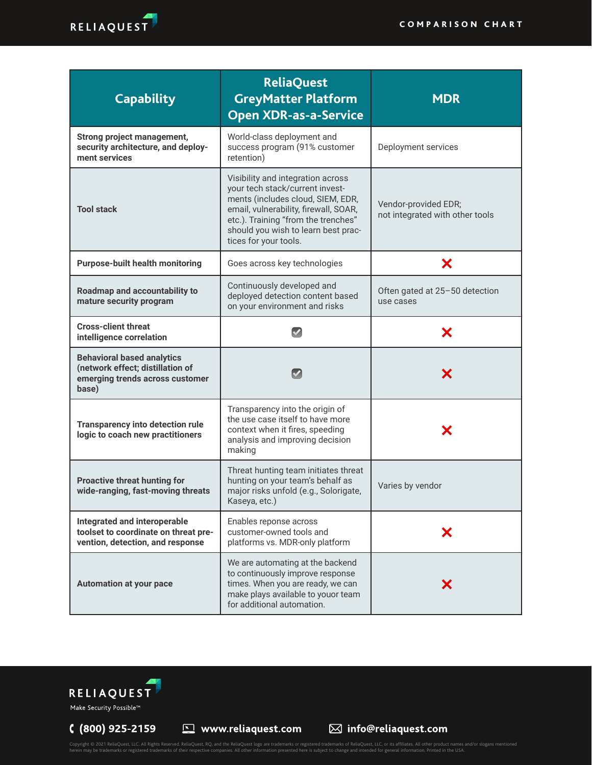RELIAQUEST

COMPARISON CHART

| Capability | ReliaQuest GreyMatter Platform Open XDR-as-a-Service | MDR |
|---|---|---|
| **Strong project management, security architecture, and deployment services** | World-class deployment and success program (91% customer retention) | Deployment services |
| **Tool stack** | Visibility and integration across your tech stack/current investments (includes cloud, SIEM, EDR, email, vulnerability, firewall, SOAR, etc.). Training "from the trenches" should you wish to learn best practices for your tools. | Vendor-provided EDR; not integrated with other tools |
| **Purpose-built health monitoring** | Goes across key technologies | ✗ |
| **Roadmap and accountability to mature security program** | Continuously developed and deployed detection content based on your environment and risks | Often gated at 25–50 detection use cases |
| **Cross-client threat intelligence correlation** | ☑ | ✗ |
| **Behavioral based analytics (network effect; distillation of emerging trends across customer base)** | ☑ | ✗ |
| **Transparency into detection rule logic to coach new practitioners** | Transparency into the origin of the use case itself to have more context when it fires, speeding analysis and improving decision making | ✗ |
| **Proactive threat hunting for wide-ranging, fast-moving threats** | Threat hunting team initiates threat hunting on your team's behalf as major risks unfold (e.g., Solorigate, Kaseya, etc.) | Varies by vendor |
| **Integrated and interoperable toolset to coordinate on threat prevention, detection, and response** | Enables reponse across customer-owned tools and platforms vs. MDR-only platform | ✗ |
| **Automation at your pace** | We are automating at the backend to continuously improve response times. When you are ready, we can make plays available to youor team for additional automation. | ✗ |

RELIAQUEST

Make Security Possible™

(800) 925-2159 www.reliaquest.com info@reliaquest.com

Copyright © 2021 ReliaQuest, LLC. All Rights Reserved. ReliaQuest, RQ, and the ReliaQuest logo are trademarks or registered trademarks of ReliaQuest, LLC, or its affiliates. All other product names and/or slogans mentioned herein may be trademarks or registered trademarks of their respective companies. All other information presented here is subject to change and intended for general information. Printed in the USA.